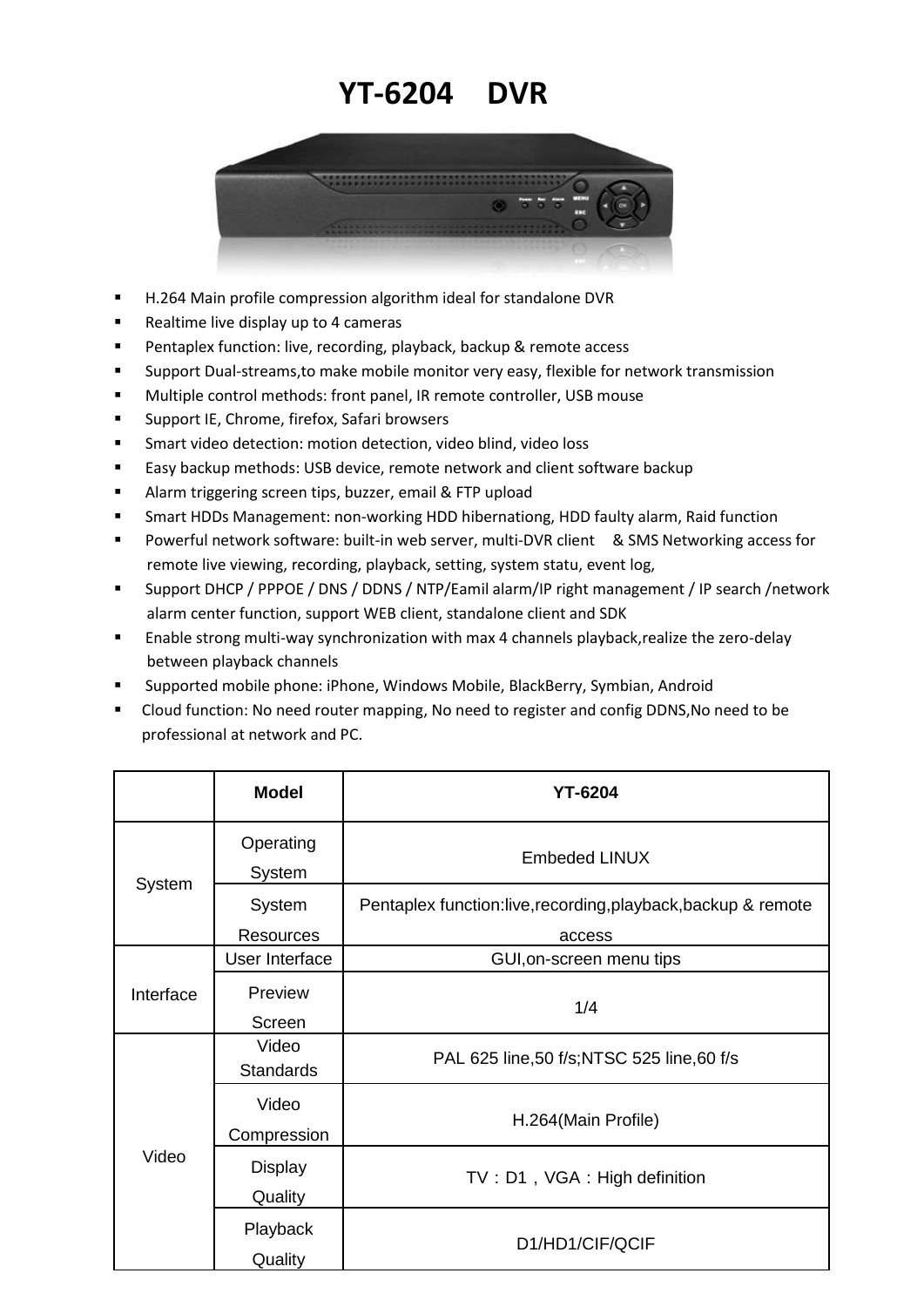# YT-6204 DVR

- H.264 Main profile compression algorithm ideal for standalone DVR
- Realtime live display up to 4 cameras
- Pentaplex function: live, recording, playback, backup & remote access
- Support Dual-streams,to make mobile monitor very easy, flexible for network transmission
- Multiple control methods: front panel, IR remote controller, USB mouse
- Support IE, Chrome, firefox, Safari browsers
- Smart video detection: motion detection, video blind, video loss
- Easy backup methods: USB device, remote network and client software backup
- Alarm triggering screen tips, buzzer, email & FTP upload
- Smart HDDs Management: non-working HDD hibernationg, HDD faulty alarm, Raid function
- Powerful network software: built-in web server, multi-DVR client & SMS Networking access for remote live viewing, recording, playback, setting, system statu, event log,
- Support DHCP / PPPOE / DNS / DDNS / NTP/Eamil alarm/IP right management / IP search /network alarm center function, support WEB client, standalone client and SDK
- Enable strong multi-way synchronization with max 4 channels playback,realize the zero-delay between playback channels
- Supported mobile phone: iPhone, Windows Mobile, BlackBerry, Symbian, Android
- Cloud function: No need router mapping, No need to register and config DDNS,No need to be professional at network and PC.

| | Model | YT-6204 |
|---|---|---|
| System | Operating System | Embeded LINUX |
| | System Resources | Pentaplex function:live,recording,playback,backup & remote access |
| Interface | User Interface | GUI,on-screen menu tips |
| | Preview Screen | 1/4 |
| Video | Video Standards | PAL 625 line,50 f/s;NTSC 525 line,60 f/s |
| | Video Compression | H.264(Main Profile) |
| | Display Quality | TV：D1，VGA：High definition |
| | Playback Quality | D1/HD1/CIF/QCIF |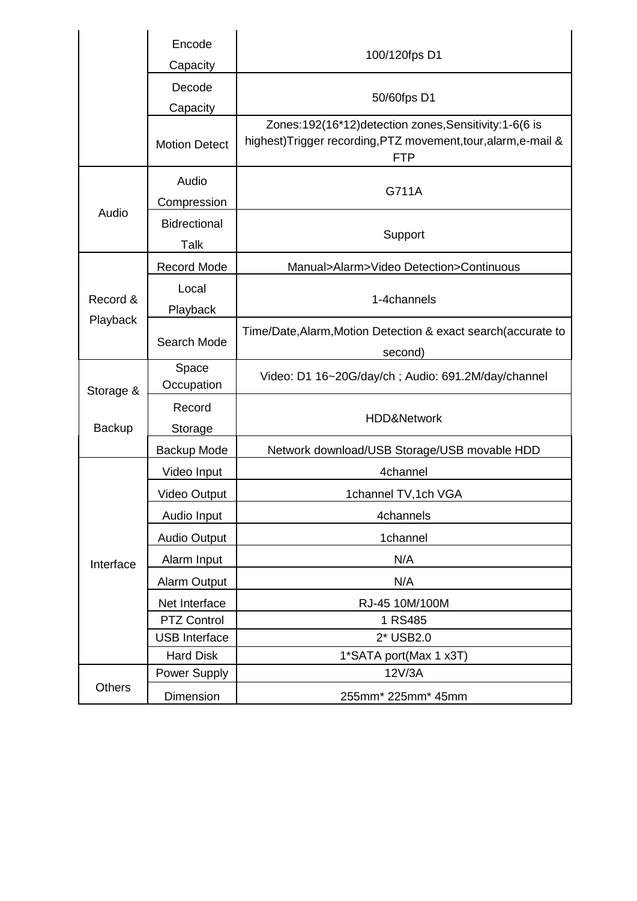| | | |
|---|---|---|
| | Encode Capacity | 100/120fps D1 |
| | Decode Capacity | 50/60fps D1 |
| | Motion Detect | Zones:192(16*12)detection zones,Sensitivity:1-6(6 is highest)Trigger recording,PTZ movement,tour,alarm,e-mail & FTP |
| Audio | Audio Compression | G711A |
| | Bidrectional Talk | Support |
| Record & Playback | Record Mode | Manual>Alarm>Video Detection>Continuous |
| | Local Playback | 1-4channels |
| | Search Mode | Time/Date,Alarm,Motion Detection & exact search(accurate to second) |
| Storage & Backup | Space Occupation | Video: D1 16~20G/day/ch ; Audio: 691.2M/day/channel |
| | Record Storage | HDD&Network |
| | Backup Mode | Network download/USB Storage/USB movable HDD |
| Interface | Video Input | 4channel |
| | Video Output | 1channel TV,1ch VGA |
| | Audio Input | 4channels |
| | Audio Output | 1channel |
| | Alarm Input | N/A |
| | Alarm Output | N/A |
| | Net Interface | RJ-45 10M/100M |
| | PTZ Control | 1 RS485 |
| | USB Interface | 2* USB2.0 |
| | Hard Disk | 1*SATA port(Max 1 x3T) |
| Others | Power Supply | 12V/3A |
| | Dimension | 255mm* 225mm* 45mm |